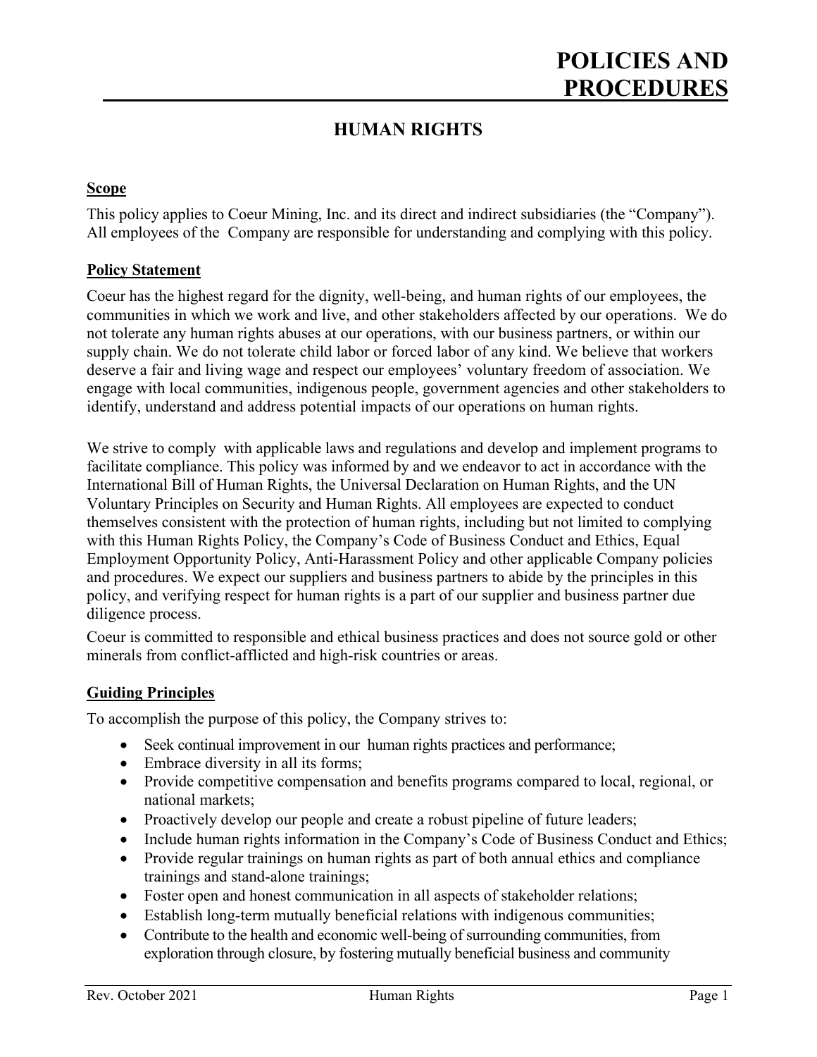# POLICIES AND PROCEDURES

## HUMAN RIGHTS

### Scope

This policy applies to Coeur Mining, Inc. and its direct and indirect subsidiaries (the "Company"). All employees of the Company are responsible for understanding and complying with this policy.

### Policy Statement

Coeur has the highest regard for the dignity, well-being, and human rights of our employees, the communities in which we work and live, and other stakeholders affected by our operations. We do not tolerate any human rights abuses at our operations, with our business partners, or within our supply chain. We do not tolerate child labor or forced labor of any kind. We believe that workers deserve a fair and living wage and respect our employees' voluntary freedom of association. We engage with local communities, indigenous people, government agencies and other stakeholders to identify, understand and address potential impacts of our operations on human rights.

We strive to comply with applicable laws and regulations and develop and implement programs to facilitate compliance. This policy was informed by and we endeavor to act in accordance with the International Bill of Human Rights, the Universal Declaration on Human Rights, and the UN Voluntary Principles on Security and Human Rights. All employees are expected to conduct themselves consistent with the protection of human rights, including but not limited to complying with this Human Rights Policy, the Company's Code of Business Conduct and Ethics, Equal Employment Opportunity Policy, Anti-Harassment Policy and other applicable Company policies and procedures. We expect our suppliers and business partners to abide by the principles in this policy, and verifying respect for human rights is a part of our supplier and business partner due diligence process.

Coeur is committed to responsible and ethical business practices and does not source gold or other minerals from conflict-afflicted and high-risk countries or areas.

### Guiding Principles

To accomplish the purpose of this policy, the Company strives to:

- Seek continual improvement in our human rights practices and performance;
- Embrace diversity in all its forms;
- Provide competitive compensation and benefits programs compared to local, regional, or national markets;
- Proactively develop our people and create a robust pipeline of future leaders;
- Include human rights information in the Company's Code of Business Conduct and Ethics;
- Provide regular trainings on human rights as part of both annual ethics and compliance trainings and stand-alone trainings;
- Foster open and honest communication in all aspects of stakeholder relations;
- Establish long-term mutually beneficial relations with indigenous communities;
- Contribute to the health and economic well-being of surrounding communities, from exploration through closure, by fostering mutually beneficial business and community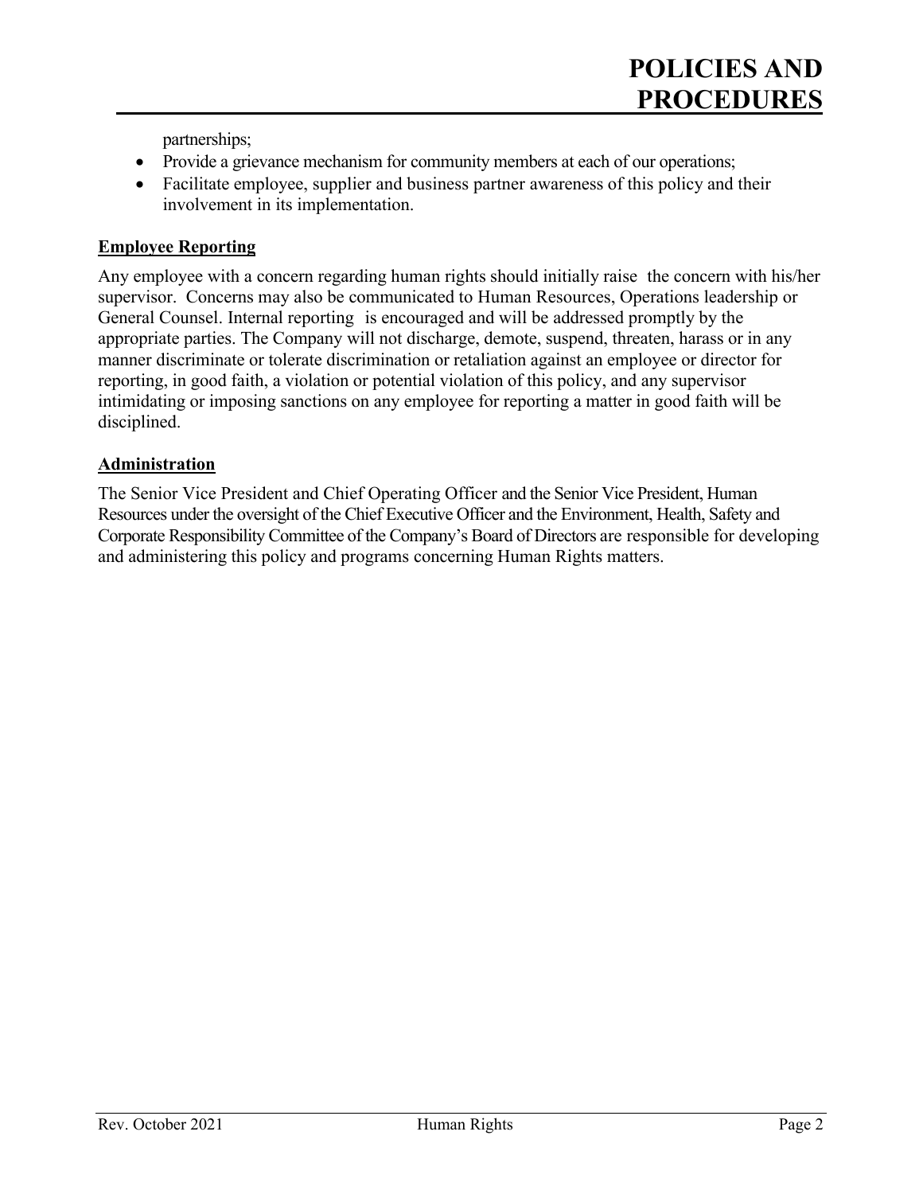partnerships;

- Provide a grievance mechanism for community members at each of our operations;
- Facilitate employee, supplier and business partner awareness of this policy and their involvement in its implementation.

## Employee Reporting

Any employee with a concern regarding human rights should initially raise the concern with his/her supervisor. Concerns may also be communicated to Human Resources, Operations leadership or General Counsel. Internal reporting is encouraged and will be addressed promptly by the appropriate parties. The Company will not discharge, demote, suspend, threaten, harass or in any manner discriminate or tolerate discrimination or retaliation against an employee or director for reporting, in good faith, a violation or potential violation of this policy, and any supervisor intimidating or imposing sanctions on any employee for reporting a matter in good faith will be disciplined.

## Administration

The Senior Vice President and Chief Operating Officer and the Senior Vice President, Human Resources under the oversight of the Chief Executive Officer and the Environment, Health, Safety and Corporate Responsibility Committee of the Company's Board of Directors are responsible for developing and administering this policy and programs concerning Human Rights matters.